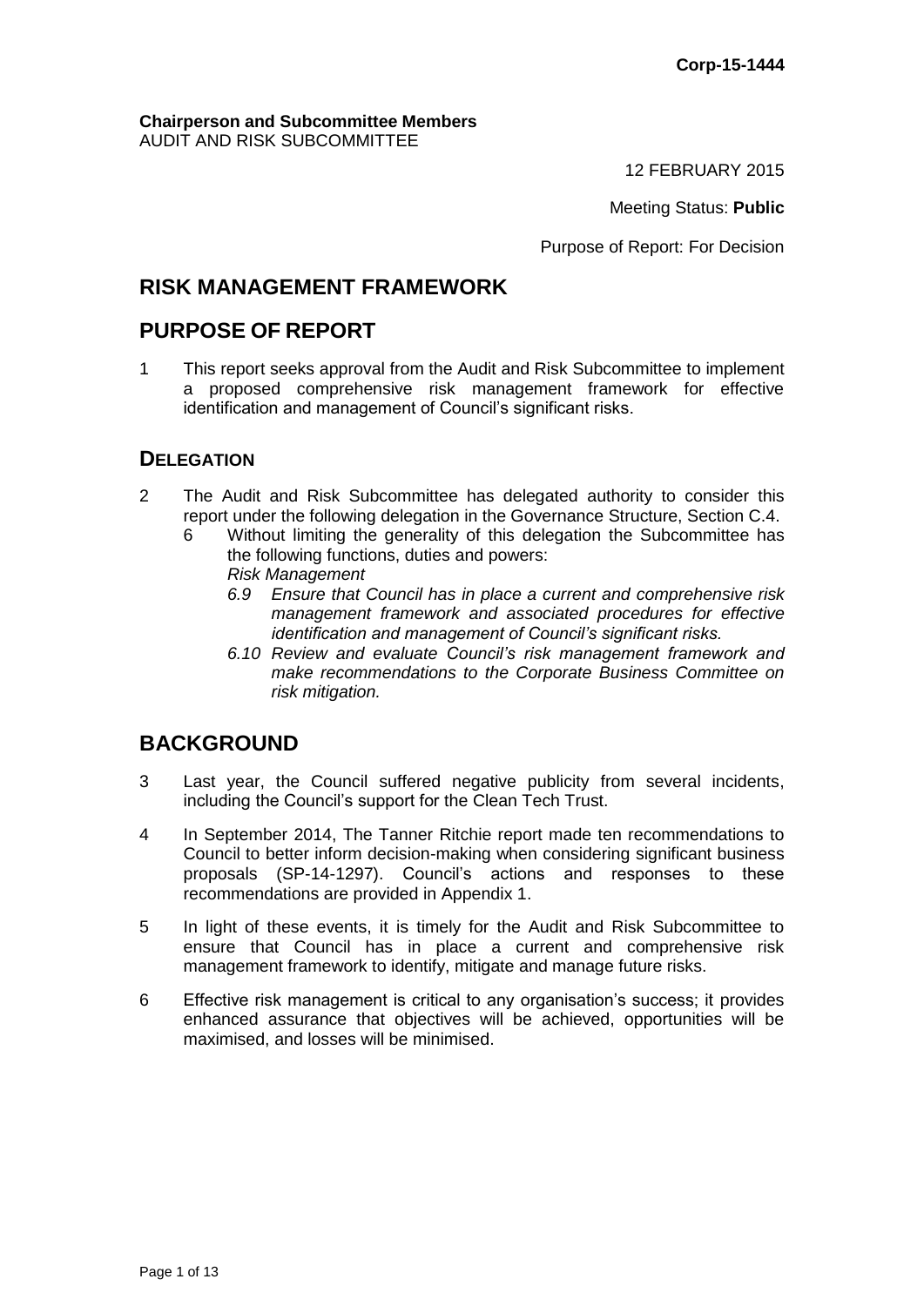**Corp-15-1444**

**Chairperson and Subcommittee Members**
AUDIT AND RISK SUBCOMMITTEE

12 FEBRUARY 2015

Meeting Status: **Public**

Purpose of Report: For Decision

## RISK MANAGEMENT FRAMEWORK

## PURPOSE OF REPORT

1 This report seeks approval from the Audit and Risk Subcommittee to implement a proposed comprehensive risk management framework for effective identification and management of Council's significant risks.

### DELEGATION

2 The Audit and Risk Subcommittee has delegated authority to consider this report under the following delegation in the Governance Structure, Section C.4.

   6 Without limiting the generality of this delegation the Subcommittee has the following functions, duties and powers:

   *Risk Management*

   *6.9 Ensure that Council has in place a current and comprehensive risk management framework and associated procedures for effective identification and management of Council's significant risks.*

   *6.10 Review and evaluate Council's risk management framework and make recommendations to the Corporate Business Committee on risk mitigation.*

## BACKGROUND

3 Last year, the Council suffered negative publicity from several incidents, including the Council's support for the Clean Tech Trust.

4 In September 2014, The Tanner Ritchie report made ten recommendations to Council to better inform decision-making when considering significant business proposals (SP-14-1297). Council's actions and responses to these recommendations are provided in Appendix 1.

5 In light of these events, it is timely for the Audit and Risk Subcommittee to ensure that Council has in place a current and comprehensive risk management framework to identify, mitigate and manage future risks.

6 Effective risk management is critical to any organisation's success; it provides enhanced assurance that objectives will be achieved, opportunities will be maximised, and losses will be minimised.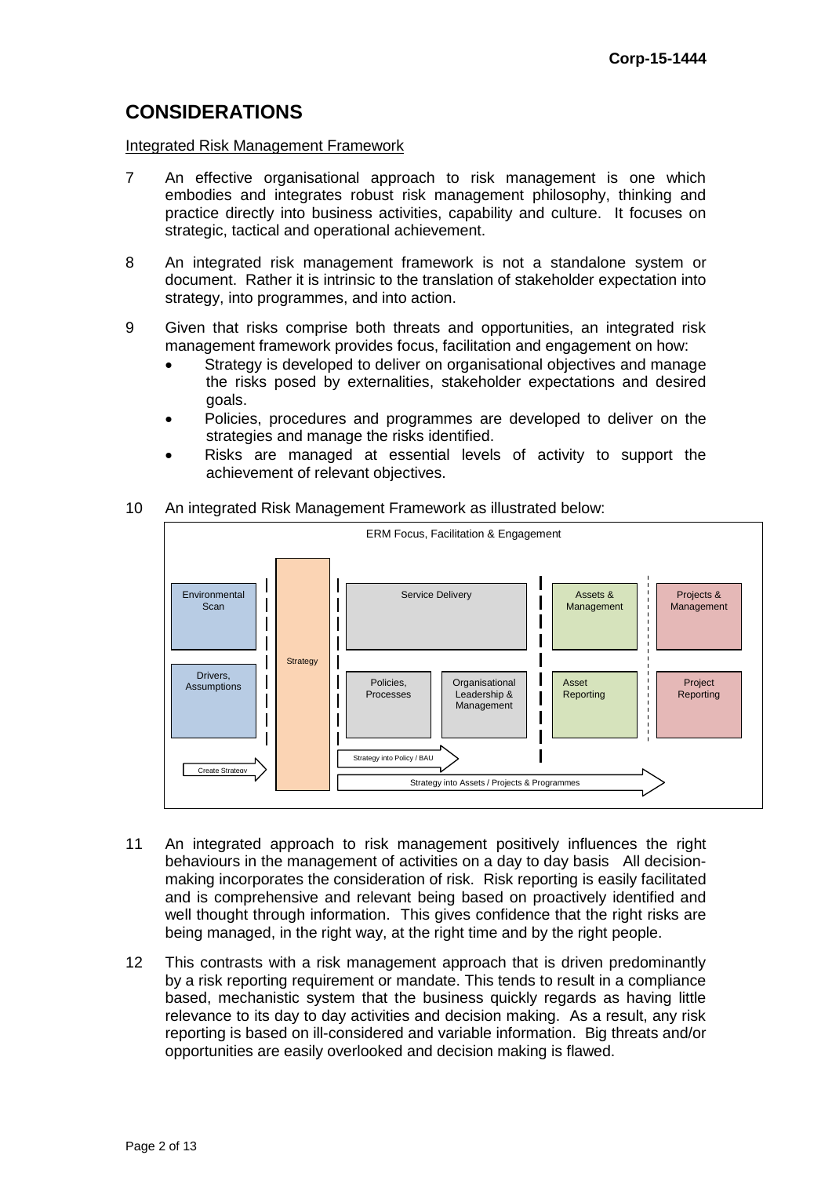## CONSIDERATIONS

Integrated Risk Management Framework

7 An effective organisational approach to risk management is one which embodies and integrates robust risk management philosophy, thinking and practice directly into business activities, capability and culture. It focuses on strategic, tactical and operational achievement.

8 An integrated risk management framework is not a standalone system or document. Rather it is intrinsic to the translation of stakeholder expectation into strategy, into programmes, and into action.

9 Given that risks comprise both threats and opportunities, an integrated risk management framework provides focus, facilitation and engagement on how:

- Strategy is developed to deliver on organisational objectives and manage the risks posed by externalities, stakeholder expectations and desired goals.
- Policies, procedures and programmes are developed to deliver on the strategies and manage the risks identified.
- Risks are managed at essential levels of activity to support the achievement of relevant objectives.

10 An integrated Risk Management Framework as illustrated below:

ERM Focus, Facilitation & Engagement

Environmental Scan

Drivers, Assumptions

Create Strategy

Strategy

Service Delivery

Policies, Processes

Organisational Leadership & Management

Strategy into Policy / BAU

Assets & Management

Asset Reporting

Projects & Management

Project Reporting

Strategy into Assets / Projects & Programmes

11 An integrated approach to risk management positively influences the right behaviours in the management of activities on a day to day basis All decision-making incorporates the consideration of risk. Risk reporting is easily facilitated and is comprehensive and relevant being based on proactively identified and well thought through information. This gives confidence that the right risks are being managed, in the right way, at the right time and by the right people.

12 This contrasts with a risk management approach that is driven predominantly by a risk reporting requirement or mandate. This tends to result in a compliance based, mechanistic system that the business quickly regards as having little relevance to its day to day activities and decision making. As a result, any risk reporting is based on ill-considered and variable information. Big threats and/or opportunities are easily overlooked and decision making is flawed.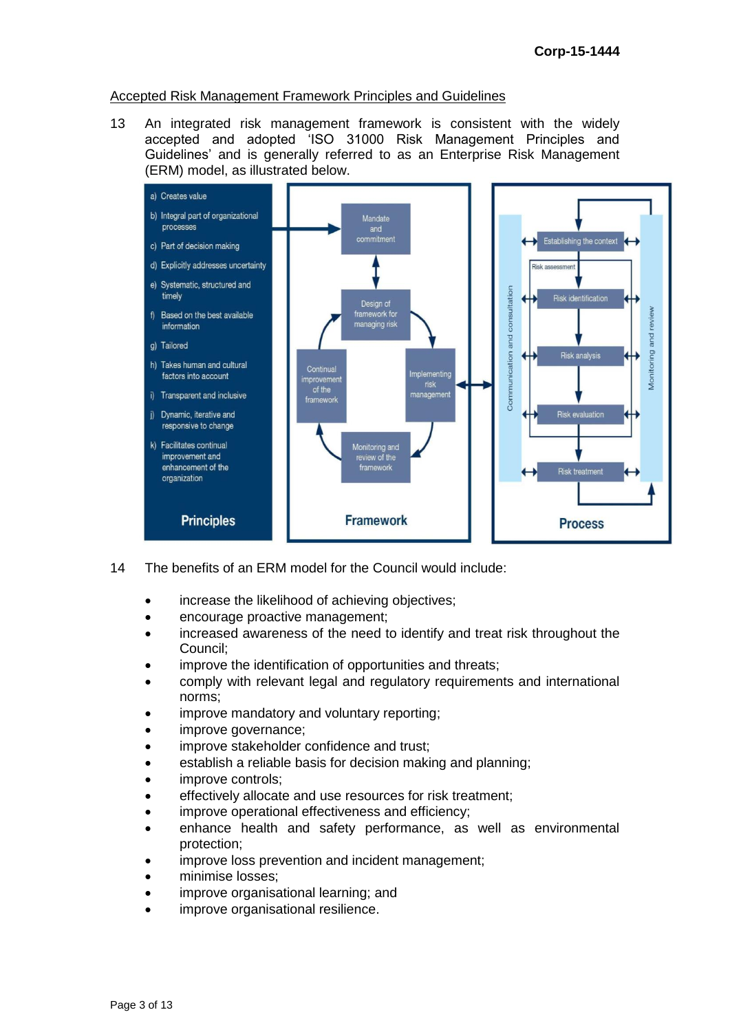Accepted Risk Management Framework Principles and Guidelines

13 An integrated risk management framework is consistent with the widely accepted and adopted 'ISO 31000 Risk Management Principles and Guidelines' and is generally referred to as an Enterprise Risk Management (ERM) model, as illustrated below.

**Principles**

a) Creates value
b) Integral part of organizational processes
c) Part of decision making
d) Explicitly addresses uncertainty
e) Systematic, structured and timely
f) Based on the best available information
g) Tailored
h) Takes human and cultural factors into account
i) Transparent and inclusive
j) Dynamic, iterative and responsive to change
k) Facilitates continual improvement and enhancement of the organization

**Framework**

Mandate and commitment
Design of framework for managing risk
Implementing risk management
Monitoring and review of the framework
Continual improvement of the framework

**Process**

Communication and consultation
Establishing the context
Risk assessment
Risk identification
Risk analysis
Risk evaluation
Risk treatment
Monitoring and review

14 The benefits of an ERM model for the Council would include:

- increase the likelihood of achieving objectives;
- encourage proactive management;
- increased awareness of the need to identify and treat risk throughout the Council;
- improve the identification of opportunities and threats;
- comply with relevant legal and regulatory requirements and international norms;
- improve mandatory and voluntary reporting;
- improve governance;
- improve stakeholder confidence and trust;
- establish a reliable basis for decision making and planning;
- improve controls;
- effectively allocate and use resources for risk treatment;
- improve operational effectiveness and efficiency;
- enhance health and safety performance, as well as environmental protection;
- improve loss prevention and incident management;
- minimise losses;
- improve organisational learning; and
- improve organisational resilience.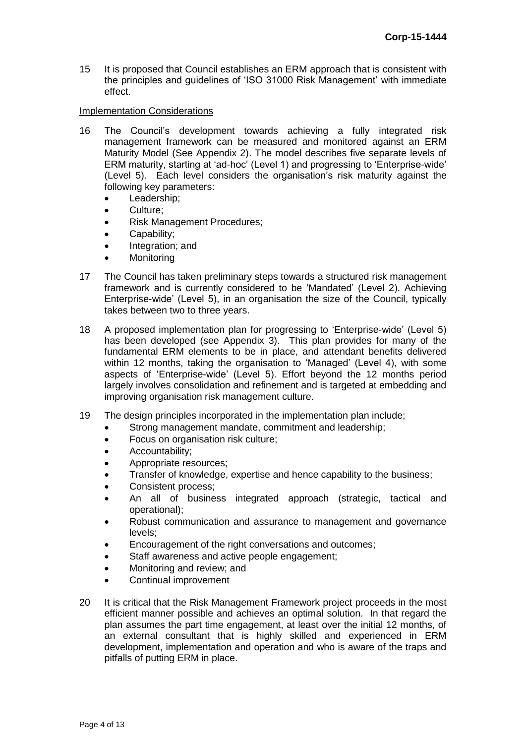15 It is proposed that Council establishes an ERM approach that is consistent with the principles and guidelines of 'ISO 31000 Risk Management' with immediate effect.

Implementation Considerations

16 The Council's development towards achieving a fully integrated risk management framework can be measured and monitored against an ERM Maturity Model (See Appendix 2). The model describes five separate levels of ERM maturity, starting at 'ad-hoc' (Level 1) and progressing to 'Enterprise-wide' (Level 5). Each level considers the organisation's risk maturity against the following key parameters:

- Leadership;
- Culture;
- Risk Management Procedures;
- Capability;
- Integration; and
- Monitoring

17 The Council has taken preliminary steps towards a structured risk management framework and is currently considered to be 'Mandated' (Level 2). Achieving Enterprise-wide' (Level 5), in an organisation the size of the Council, typically takes between two to three years.

18 A proposed implementation plan for progressing to 'Enterprise-wide' (Level 5) has been developed (see Appendix 3). This plan provides for many of the fundamental ERM elements to be in place, and attendant benefits delivered within 12 months, taking the organisation to 'Managed' (Level 4), with some aspects of 'Enterprise-wide' (Level 5). Effort beyond the 12 months period largely involves consolidation and refinement and is targeted at embedding and improving organisation risk management culture.

19 The design principles incorporated in the implementation plan include;

- Strong management mandate, commitment and leadership;
- Focus on organisation risk culture;
- Accountability;
- Appropriate resources;
- Transfer of knowledge, expertise and hence capability to the business;
- Consistent process;
- An all of business integrated approach (strategic, tactical and operational);
- Robust communication and assurance to management and governance levels;
- Encouragement of the right conversations and outcomes;
- Staff awareness and active people engagement;
- Monitoring and review; and
- Continual improvement

20 It is critical that the Risk Management Framework project proceeds in the most efficient manner possible and achieves an optimal solution. In that regard the plan assumes the part time engagement, at least over the initial 12 months, of an external consultant that is highly skilled and experienced in ERM development, implementation and operation and who is aware of the traps and pitfalls of putting ERM in place.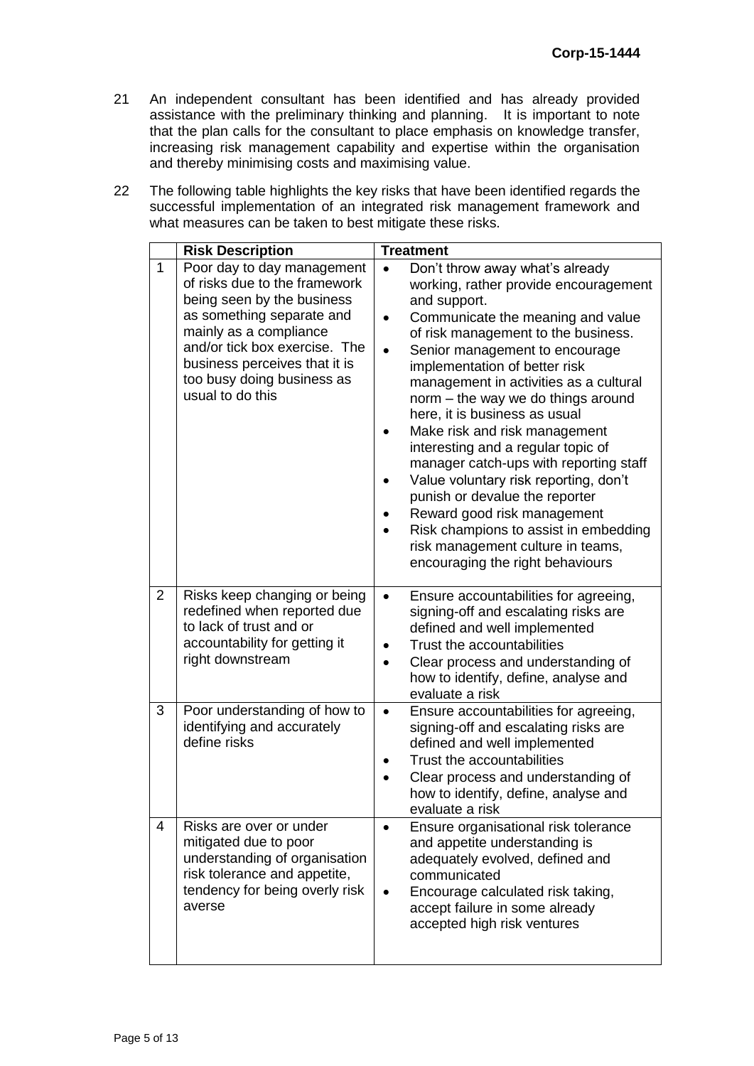21 An independent consultant has been identified and has already provided assistance with the preliminary thinking and planning. It is important to note that the plan calls for the consultant to place emphasis on knowledge transfer, increasing risk management capability and expertise within the organisation and thereby minimising costs and maximising value.

22 The following table highlights the key risks that have been identified regards the successful implementation of an integrated risk management framework and what measures can be taken to best mitigate these risks.

| | Risk Description | Treatment |
|---|---|---|
| 1 | Poor day to day management of risks due to the framework being seen by the business as something separate and mainly as a compliance and/or tick box exercise. The business perceives that it is too busy doing business as usual to do this | • Don't throw away what's already working, rather provide encouragement and support.<br>• Communicate the meaning and value of risk management to the business.<br>• Senior management to encourage implementation of better risk management in activities as a cultural norm – the way we do things around here, it is business as usual<br>• Make risk and risk management interesting and a regular topic of manager catch-ups with reporting staff<br>• Value voluntary risk reporting, don't punish or devalue the reporter<br>• Reward good risk management<br>• Risk champions to assist in embedding risk management culture in teams, encouraging the right behaviours |
| 2 | Risks keep changing or being redefined when reported due to lack of trust and or accountability for getting it right downstream | • Ensure accountabilities for agreeing, signing-off and escalating risks are defined and well implemented<br>• Trust the accountabilities<br>• Clear process and understanding of how to identify, define, analyse and evaluate a risk |
| 3 | Poor understanding of how to identifying and accurately define risks | • Ensure accountabilities for agreeing, signing-off and escalating risks are defined and well implemented<br>• Trust the accountabilities<br>• Clear process and understanding of how to identify, define, analyse and evaluate a risk |
| 4 | Risks are over or under mitigated due to poor understanding of organisation risk tolerance and appetite, tendency for being overly risk averse | • Ensure organisational risk tolerance and appetite understanding is adequately evolved, defined and communicated<br>• Encourage calculated risk taking, accept failure in some already accepted high risk ventures |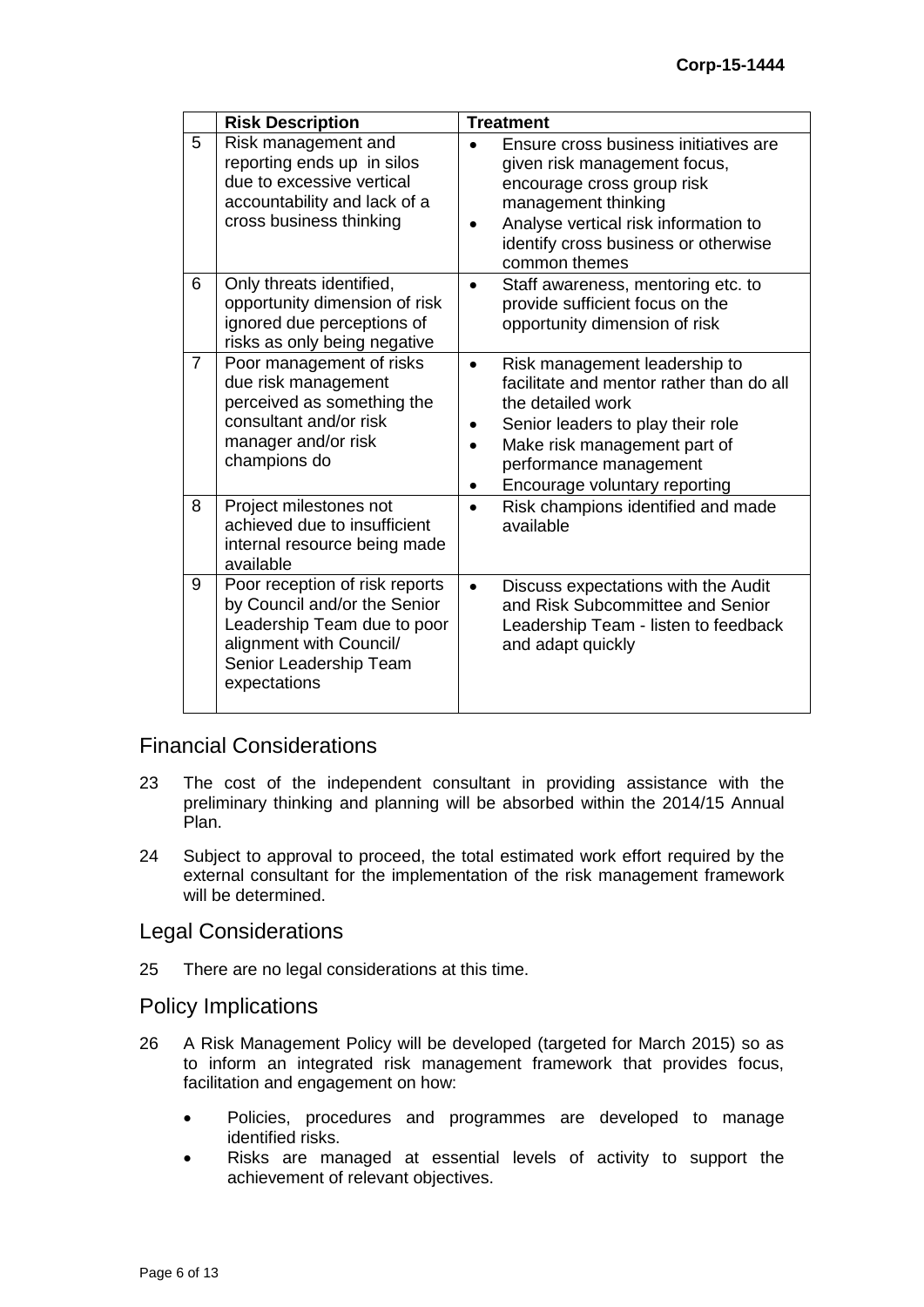| | Risk Description | Treatment |
|---|---|---|
| 5 | Risk management and reporting ends up in silos due to excessive vertical accountability and lack of a cross business thinking | • Ensure cross business initiatives are given risk management focus, encourage cross group risk management thinking<br>• Analyse vertical risk information to identify cross business or otherwise common themes |
| 6 | Only threats identified, opportunity dimension of risk ignored due perceptions of risks as only being negative | • Staff awareness, mentoring etc. to provide sufficient focus on the opportunity dimension of risk |
| 7 | Poor management of risks due risk management perceived as something the consultant and/or risk manager and/or risk champions do | • Risk management leadership to facilitate and mentor rather than do all the detailed work<br>• Senior leaders to play their role<br>• Make risk management part of performance management<br>• Encourage voluntary reporting |
| 8 | Project milestones not achieved due to insufficient internal resource being made available | • Risk champions identified and made available |
| 9 | Poor reception of risk reports by Council and/or the Senior Leadership Team due to poor alignment with Council/ Senior Leadership Team expectations | • Discuss expectations with the Audit and Risk Subcommittee and Senior Leadership Team - listen to feedback and adapt quickly |

## Financial Considerations

23 The cost of the independent consultant in providing assistance with the preliminary thinking and planning will be absorbed within the 2014/15 Annual Plan.

24 Subject to approval to proceed, the total estimated work effort required by the external consultant for the implementation of the risk management framework will be determined.

## Legal Considerations

25 There are no legal considerations at this time.

## Policy Implications

26 A Risk Management Policy will be developed (targeted for March 2015) so as to inform an integrated risk management framework that provides focus, facilitation and engagement on how:

- Policies, procedures and programmes are developed to manage identified risks.
- Risks are managed at essential levels of activity to support the achievement of relevant objectives.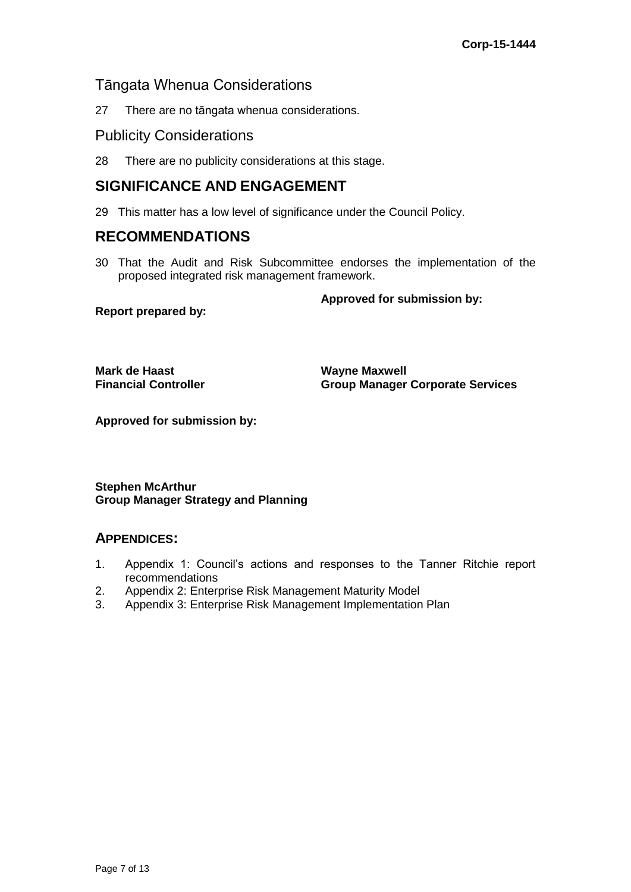## Tāngata Whenua Considerations

27 There are no tāngata whenua considerations.

## Publicity Considerations

28 There are no publicity considerations at this stage.

# SIGNIFICANCE AND ENGAGEMENT

29 This matter has a low level of significance under the Council Policy.

# RECOMMENDATIONS

30 That the Audit and Risk Subcommittee endorses the implementation of the proposed integrated risk management framework.

| **Report prepared by:** | **Approved for submission by:** |
|---|---|
| **Mark de Haast**<br>**Financial Controller** | **Wayne Maxwell**<br>**Group Manager Corporate Services** |

**Approved for submission by:**

**Stephen McArthur**
**Group Manager Strategy and Planning**

## APPENDICES:

1. Appendix 1: Council's actions and responses to the Tanner Ritchie report recommendations
2. Appendix 2: Enterprise Risk Management Maturity Model
3. Appendix 3: Enterprise Risk Management Implementation Plan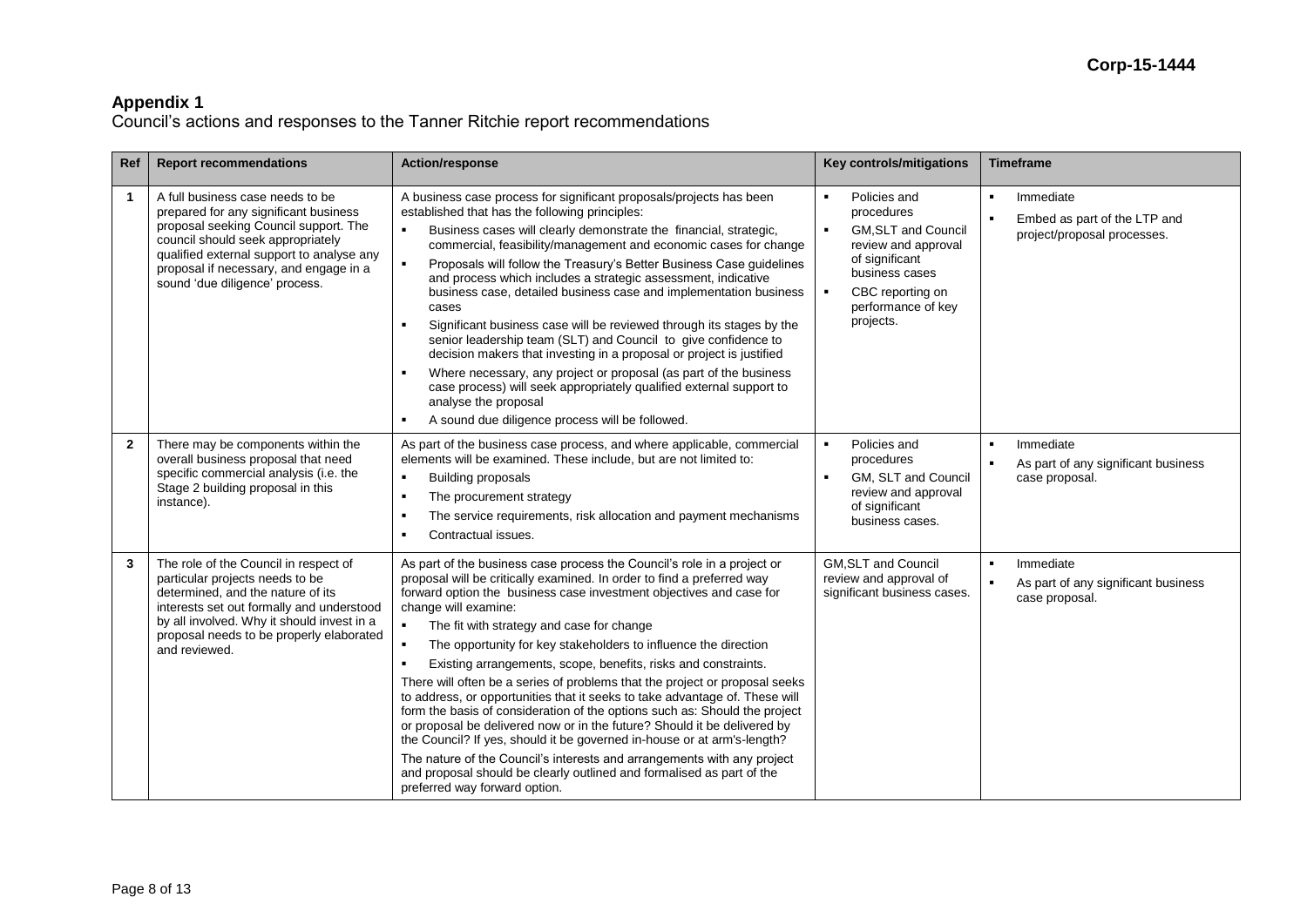Corp-15-1444

## Appendix 1

Council's actions and responses to the Tanner Ritchie report recommendations

| Ref | Report recommendations | Action/response | Key controls/mitigations | Timeframe |
|---|---|---|---|---|
| **1** | A full business case needs to be prepared for any significant business proposal seeking Council support. The council should seek appropriately qualified external support to analyse any proposal if necessary, and engage in a sound 'due diligence' process. | A business case process for significant proposals/projects has been established that has the following principles:<br>▪ Business cases will clearly demonstrate the financial, strategic, commercial, feasibility/management and economic cases for change<br>▪ Proposals will follow the Treasury's Better Business Case guidelines and process which includes a strategic assessment, indicative business case, detailed business case and implementation business cases<br>▪ Significant business case will be reviewed through its stages by the senior leadership team (SLT) and Council to give confidence to decision makers that investing in a proposal or project is justified<br>▪ Where necessary, any project or proposal (as part of the business case process) will seek appropriately qualified external support to analyse the proposal<br>▪ A sound due diligence process will be followed. | ▪ Policies and procedures<br>▪ GM,SLT and Council review and approval of significant business cases<br>▪ CBC reporting on performance of key projects. | ▪ Immediate<br>▪ Embed as part of the LTP and project/proposal processes. |
| **2** | There may be components within the overall business proposal that need specific commercial analysis (i.e. the Stage 2 building proposal in this instance). | As part of the business case process, and where applicable, commercial elements will be examined. These include, but are not limited to:<br>▪ Building proposals<br>▪ The procurement strategy<br>▪ The service requirements, risk allocation and payment mechanisms<br>▪ Contractual issues. | ▪ Policies and procedures<br>▪ GM, SLT and Council review and approval of significant business cases. | ▪ Immediate<br>▪ As part of any significant business case proposal. |
| **3** | The role of the Council in respect of particular projects needs to be determined, and the nature of its interests set out formally and understood by all involved. Why it should invest in a proposal needs to be properly elaborated and reviewed. | As part of the business case process the Council's role in a project or proposal will be critically examined. In order to find a preferred way forward option the business case investment objectives and case for change will examine:<br>▪ The fit with strategy and case for change<br>▪ The opportunity for key stakeholders to influence the direction<br>▪ Existing arrangements, scope, benefits, risks and constraints.<br>There will often be a series of problems that the project or proposal seeks to address, or opportunities that it seeks to take advantage of. These will form the basis of consideration of the options such as: Should the project or proposal be delivered now or in the future? Should it be delivered by the Council? If yes, should it be governed in-house or at arm's-length?<br>The nature of the Council's interests and arrangements with any project and proposal should be clearly outlined and formalised as part of the preferred way forward option. | GM,SLT and Council review and approval of significant business cases. | ▪ Immediate<br>▪ As part of any significant business case proposal. |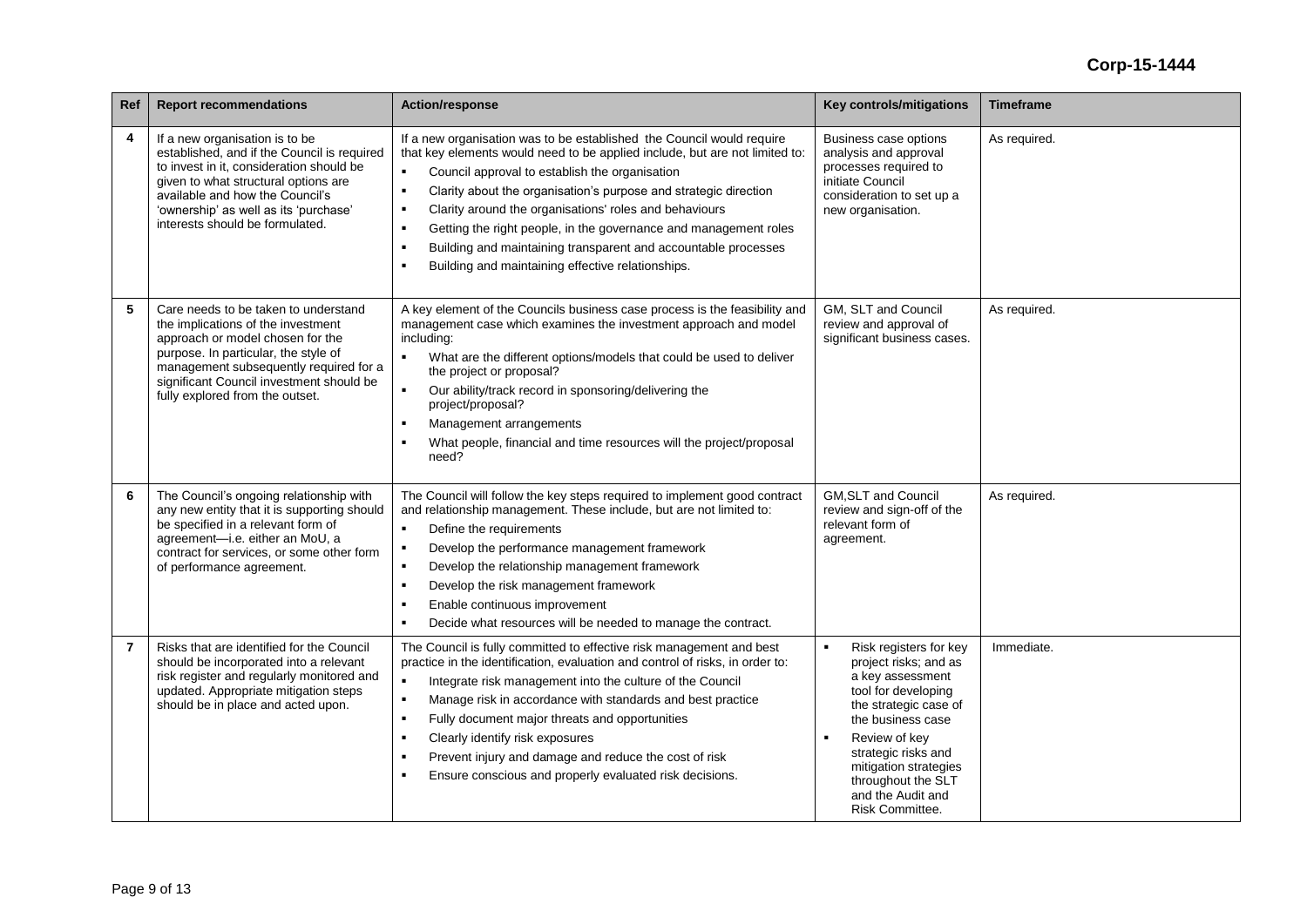Corp-15-1444

| Ref | Report recommendations | Action/response | Key controls/mitigations | Timeframe |
|---|---|---|---|---|
| 4 | If a new organisation is to be established, and if the Council is required to invest in it, consideration should be given to what structural options are available and how the Council's 'ownership' as well as its 'purchase' interests should be formulated. | If a new organisation was to be established the Council would require that key elements would need to be applied include, but are not limited to:<br>▪ Council approval to establish the organisation<br>▪ Clarity about the organisation's purpose and strategic direction<br>▪ Clarity around the organisations' roles and behaviours<br>▪ Getting the right people, in the governance and management roles<br>▪ Building and maintaining transparent and accountable processes<br>▪ Building and maintaining effective relationships. | Business case options analysis and approval processes required to initiate Council consideration to set up a new organisation. | As required. |
| 5 | Care needs to be taken to understand the implications of the investment approach or model chosen for the purpose. In particular, the style of management subsequently required for a significant Council investment should be fully explored from the outset. | A key element of the Councils business case process is the feasibility and management case which examines the investment approach and model including:<br>▪ What are the different options/models that could be used to deliver the project or proposal?<br>▪ Our ability/track record in sponsoring/delivering the project/proposal?<br>▪ Management arrangements<br>▪ What people, financial and time resources will the project/proposal need? | GM, SLT and Council review and approval of significant business cases. | As required. |
| 6 | The Council's ongoing relationship with any new entity that it is supporting should be specified in a relevant form of agreement—i.e. either an MoU, a contract for services, or some other form of performance agreement. | The Council will follow the key steps required to implement good contract and relationship management. These include, but are not limited to:<br>▪ Define the requirements<br>▪ Develop the performance management framework<br>▪ Develop the relationship management framework<br>▪ Develop the risk management framework<br>▪ Enable continuous improvement<br>▪ Decide what resources will be needed to manage the contract. | GM,SLT and Council review and sign-off of the relevant form of agreement. | As required. |
| 7 | Risks that are identified for the Council should be incorporated into a relevant risk register and regularly monitored and updated. Appropriate mitigation steps should be in place and acted upon. | The Council is fully committed to effective risk management and best practice in the identification, evaluation and control of risks, in order to:<br>▪ Integrate risk management into the culture of the Council<br>▪ Manage risk in accordance with standards and best practice<br>▪ Fully document major threats and opportunities<br>▪ Clearly identify risk exposures<br>▪ Prevent injury and damage and reduce the cost of risk<br>▪ Ensure conscious and properly evaluated risk decisions. | ▪ Risk registers for key project risks; and as a key assessment tool for developing the strategic case of the business case<br>▪ Review of key strategic risks and mitigation strategies throughout the SLT and the Audit and Risk Committee. | Immediate. |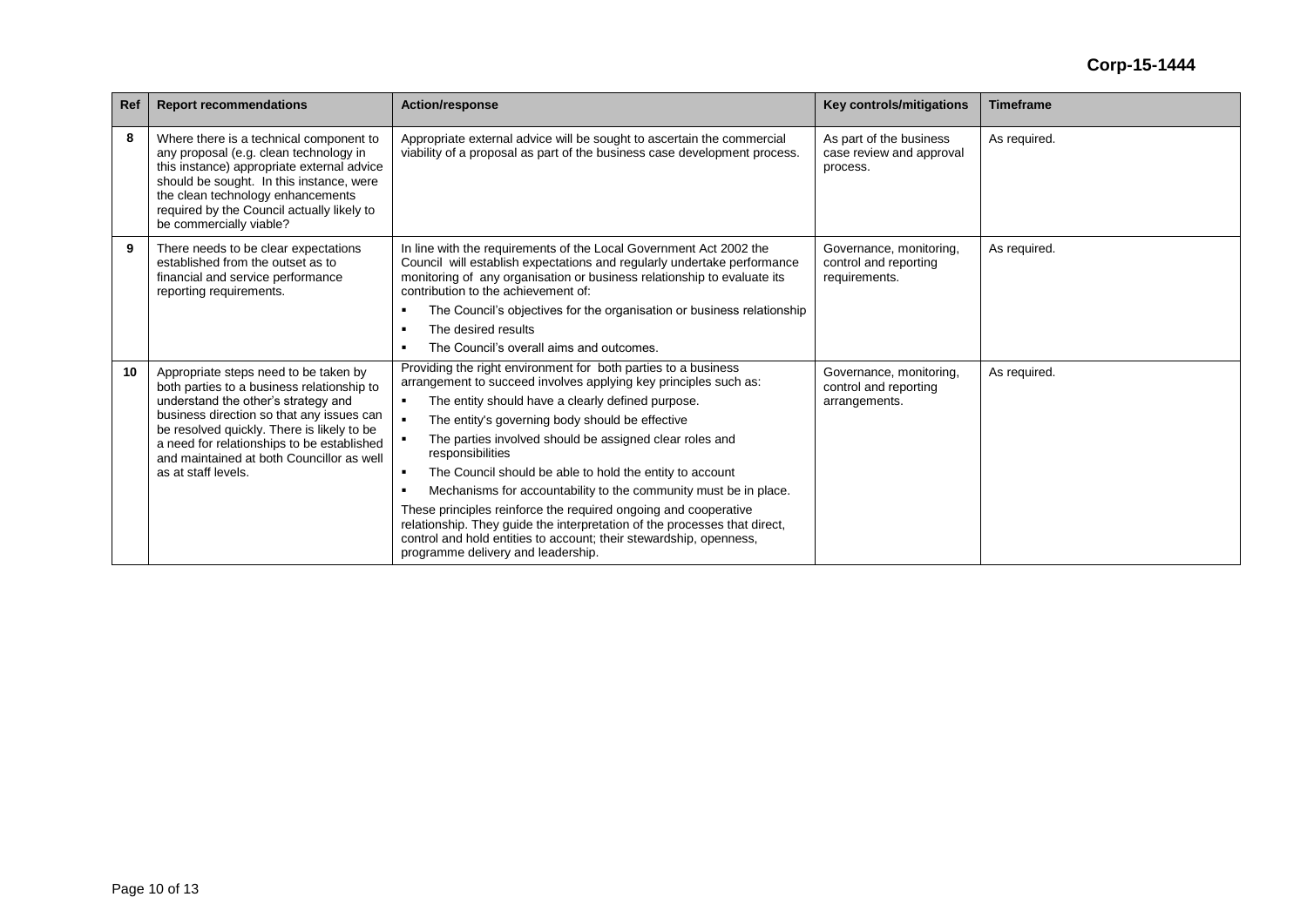Corp-15-1444

| Ref | Report recommendations | Action/response | Key controls/mitigations | Timeframe |
|---|---|---|---|---|
| 8 | Where there is a technical component to any proposal (e.g. clean technology in this instance) appropriate external advice should be sought. In this instance, were the clean technology enhancements required by the Council actually likely to be commercially viable? | Appropriate external advice will be sought to ascertain the commercial viability of a proposal as part of the business case development process. | As part of the business case review and approval process. | As required. |
| 9 | There needs to be clear expectations established from the outset as to financial and service performance reporting requirements. | In line with the requirements of the Local Government Act 2002 the Council will establish expectations and regularly undertake performance monitoring of any organisation or business relationship to evaluate its contribution to the achievement of:<br>▪ The Council's objectives for the organisation or business relationship<br>▪ The desired results<br>▪ The Council's overall aims and outcomes. | Governance, monitoring, control and reporting requirements. | As required. |
| 10 | Appropriate steps need to be taken by both parties to a business relationship to understand the other's strategy and business direction so that any issues can be resolved quickly. There is likely to be a need for relationships to be established and maintained at both Councillor as well as at staff levels. | Providing the right environment for both parties to a business arrangement to succeed involves applying key principles such as:<br>▪ The entity should have a clearly defined purpose.<br>▪ The entity's governing body should be effective<br>▪ The parties involved should be assigned clear roles and responsibilities<br>▪ The Council should be able to hold the entity to account<br>▪ Mechanisms for accountability to the community must be in place.<br>These principles reinforce the required ongoing and cooperative relationship. They guide the interpretation of the processes that direct, control and hold entities to account; their stewardship, openness, programme delivery and leadership. | Governance, monitoring, control and reporting arrangements. | As required. |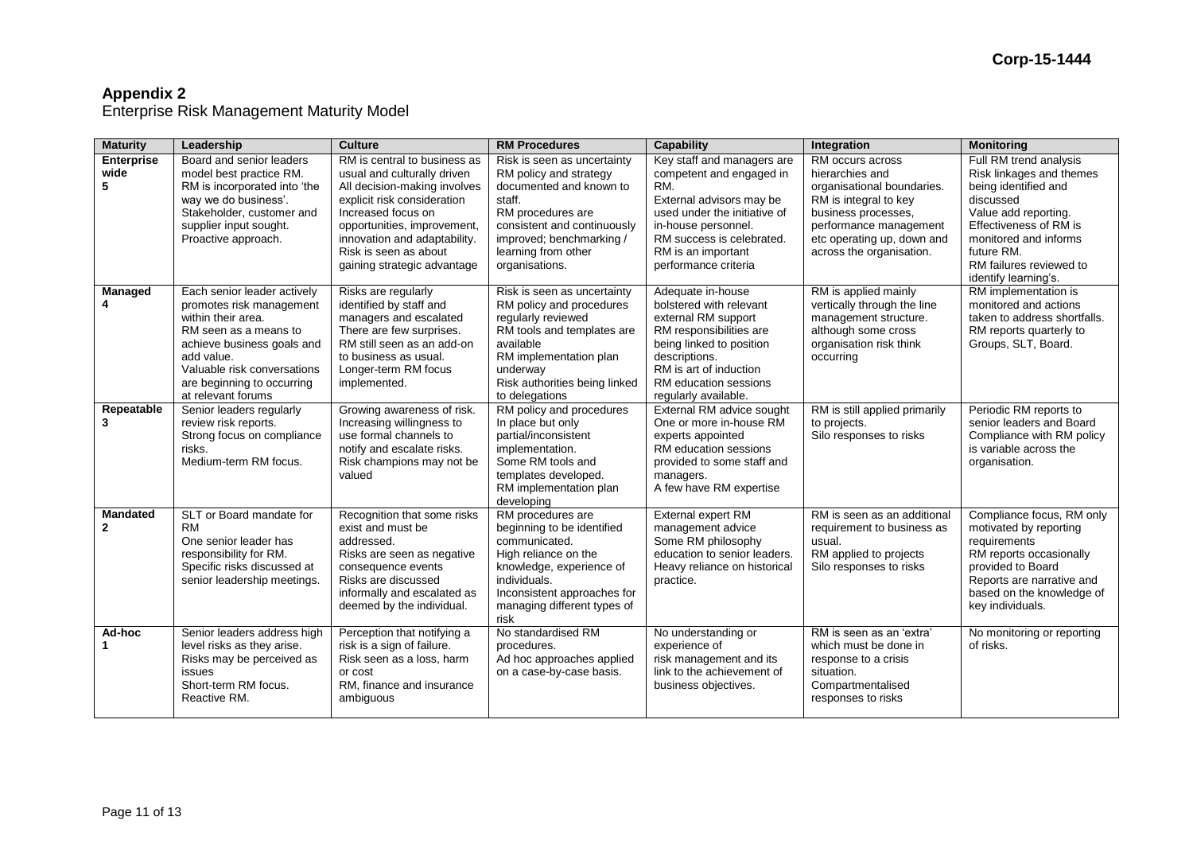## Appendix 2

Enterprise Risk Management Maturity Model

| Maturity | Leadership | Culture | RM Procedures | Capability | Integration | Monitoring |
|---|---|---|---|---|---|---|
| **Enterprise wide 5** | Board and senior leaders model best practice RM. RM is incorporated into 'the way we do business'. Stakeholder, customer and supplier input sought. Proactive approach. | RM is central to business as usual and culturally driven All decision-making involves explicit risk consideration Increased focus on opportunities, improvement, innovation and adaptability. Risk is seen as about gaining strategic advantage | Risk is seen as uncertainty RM policy and strategy documented and known to staff. RM procedures are consistent and continuously improved; benchmarking / learning from other organisations. | Key staff and managers are competent and engaged in RM. External advisors may be used under the initiative of in-house personnel. RM success is celebrated. RM is an important performance criteria | RM occurs across hierarchies and organisational boundaries. RM is integral to key business processes, performance management etc operating up, down and across the organisation. | Full RM trend analysis Risk linkages and themes being identified and discussed Value add reporting. Effectiveness of RM is monitored and informs future RM. RM failures reviewed to identify learning's. |
| **Managed 4** | Each senior leader actively promotes risk management within their area. RM seen as a means to achieve business goals and add value. Valuable risk conversations are beginning to occurring at relevant forums | Risks are regularly identified by staff and managers and escalated There are few surprises. RM still seen as an add-on to business as usual. Longer-term RM focus implemented. | Risk is seen as uncertainty RM policy and procedures regularly reviewed RM tools and templates are available RM implementation plan underway Risk authorities being linked to delegations | Adequate in-house bolstered with relevant external RM support RM responsibilities are being linked to position descriptions. RM is art of induction RM education sessions regularly available. | RM is applied mainly vertically through the line management structure. although some cross organisation risk think occurring | RM implementation is monitored and actions taken to address shortfalls. RM reports quarterly to Groups, SLT, Board. |
| **Repeatable 3** | Senior leaders regularly review risk reports. Strong focus on compliance risks. Medium-term RM focus. | Growing awareness of risk. Increasing willingness to use formal channels to notify and escalate risks. Risk champions may not be valued | RM policy and procedures In place but only partial/inconsistent implementation. Some RM tools and templates developed. RM implementation plan developing | External RM advice sought One or more in-house RM experts appointed RM education sessions provided to some staff and managers. A few have RM expertise | RM is still applied primarily to projects. Silo responses to risks | Periodic RM reports to senior leaders and Board Compliance with RM policy is variable across the organisation. |
| **Mandated 2** | SLT or Board mandate for RM One senior leader has responsibility for RM. Specific risks discussed at senior leadership meetings. | Recognition that some risks exist and must be addressed. Risks are seen as negative consequence events Risks are discussed informally and escalated as deemed by the individual. | RM procedures are beginning to be identified communicated. High reliance on the knowledge, experience of individuals. Inconsistent approaches for managing different types of risk | External expert RM management advice Some RM philosophy education to senior leaders. Heavy reliance on historical practice. | RM is seen as an additional requirement to business as usual. RM applied to projects Silo responses to risks | Compliance focus, RM only motivated by reporting requirements RM reports occasionally provided to Board Reports are narrative and based on the knowledge of key individuals. |
| **Ad-hoc 1** | Senior leaders address high level risks as they arise. Risks may be perceived as issues Short-term RM focus. Reactive RM. | Perception that notifying a risk is a sign of failure. Risk seen as a loss, harm or cost RM, finance and insurance ambiguous | No standardised RM procedures. Ad hoc approaches applied on a case-by-case basis. | No understanding or experience of risk management and its link to the achievement of business objectives. | RM is seen as an 'extra' which must be done in response to a crisis situation. Compartmentalised responses to risks | No monitoring or reporting of risks. |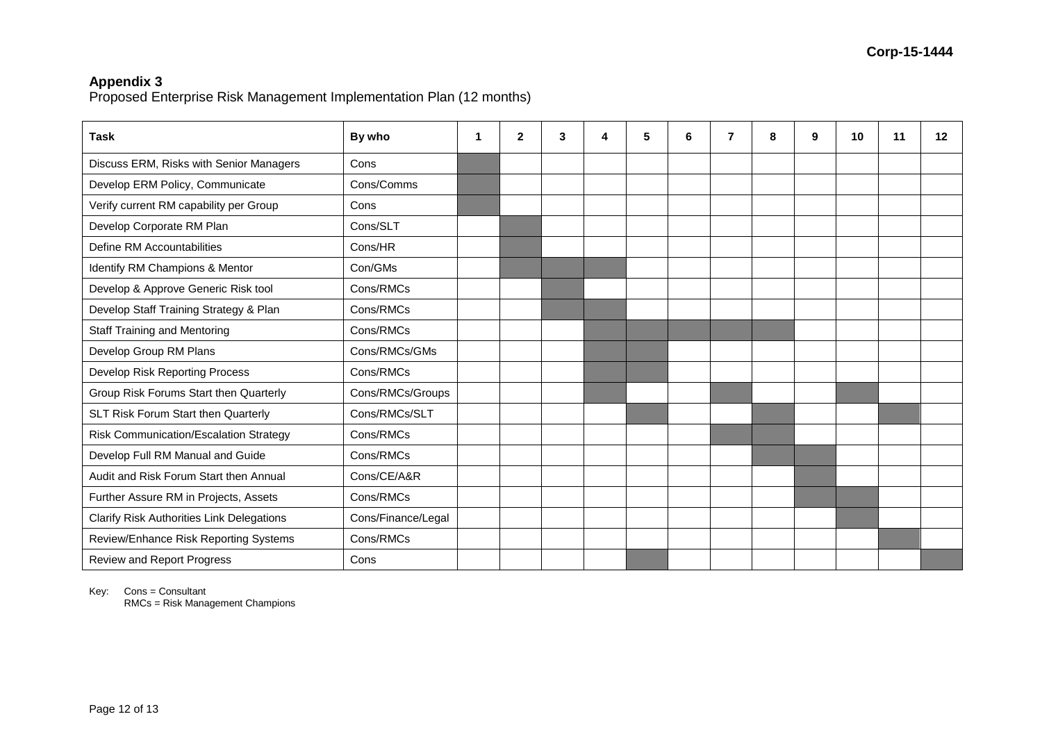Corp-15-1444

**Appendix 3**
Proposed Enterprise Risk Management Implementation Plan (12 months)

| Task | By who | 1 | 2 | 3 | 4 | 5 | 6 | 7 | 8 | 9 | 10 | 11 | 12 |
|---|---|---|---|---|---|---|---|---|---|---|---|---|---|
| Discuss ERM, Risks with Senior Managers | Cons | ■ | | | | | | | | | | | |
| Develop ERM Policy, Communicate | Cons/Comms | ■ | | | | | | | | | | | |
| Verify current RM capability per Group | Cons | ■ | | | | | | | | | | | |
| Develop Corporate RM Plan | Cons/SLT | | ■ | | | | | | | | | | |
| Define RM Accountabilities | Cons/HR | | ■ | | | | | | | | | | |
| Identify RM Champions & Mentor | Con/GMs | | ■ | ■ | ■ | | | | | | | | |
| Develop & Approve Generic Risk tool | Cons/RMCs | | | ■ | | | | | | | | | |
| Develop Staff Training Strategy & Plan | Cons/RMCs | | | ■ | ■ | | | | | | | | |
| Staff Training and Mentoring | Cons/RMCs | | | | ■ | ■ | ■ | ■ | ■ | | | | |
| Develop Group RM Plans | Cons/RMCs/GMs | | | | ■ | ■ | | | | | | | |
| Develop Risk Reporting Process | Cons/RMCs | | | | ■ | ■ | | | | | | | |
| Group Risk Forums Start then Quarterly | Cons/RMCs/Groups | | | | ■ | | | ■ | | | ■ | | |
| SLT Risk Forum Start then Quarterly | Cons/RMCs/SLT | | | | | ■ | | | ■ | | | ■ | |
| Risk Communication/Escalation Strategy | Cons/RMCs | | | | | | | ■ | ■ | | | | |
| Develop Full RM Manual and Guide | Cons/RMCs | | | | | | | | ■ | ■ | | | |
| Audit and Risk Forum Start then Annual | Cons/CE/A&R | | | | | | | | | ■ | | | |
| Further Assure RM in Projects, Assets | Cons/RMCs | | | | | | | | | ■ | ■ | | |
| Clarify Risk Authorities Link Delegations | Cons/Finance/Legal | | | | | | | | | | ■ | | |
| Review/Enhance Risk Reporting Systems | Cons/RMCs | | | | | | | | | | | ■ | |
| Review and Report Progress | Cons | | | | | ■ | | | | | | | ■ |

Key: Cons = Consultant
RMCs = Risk Management Champions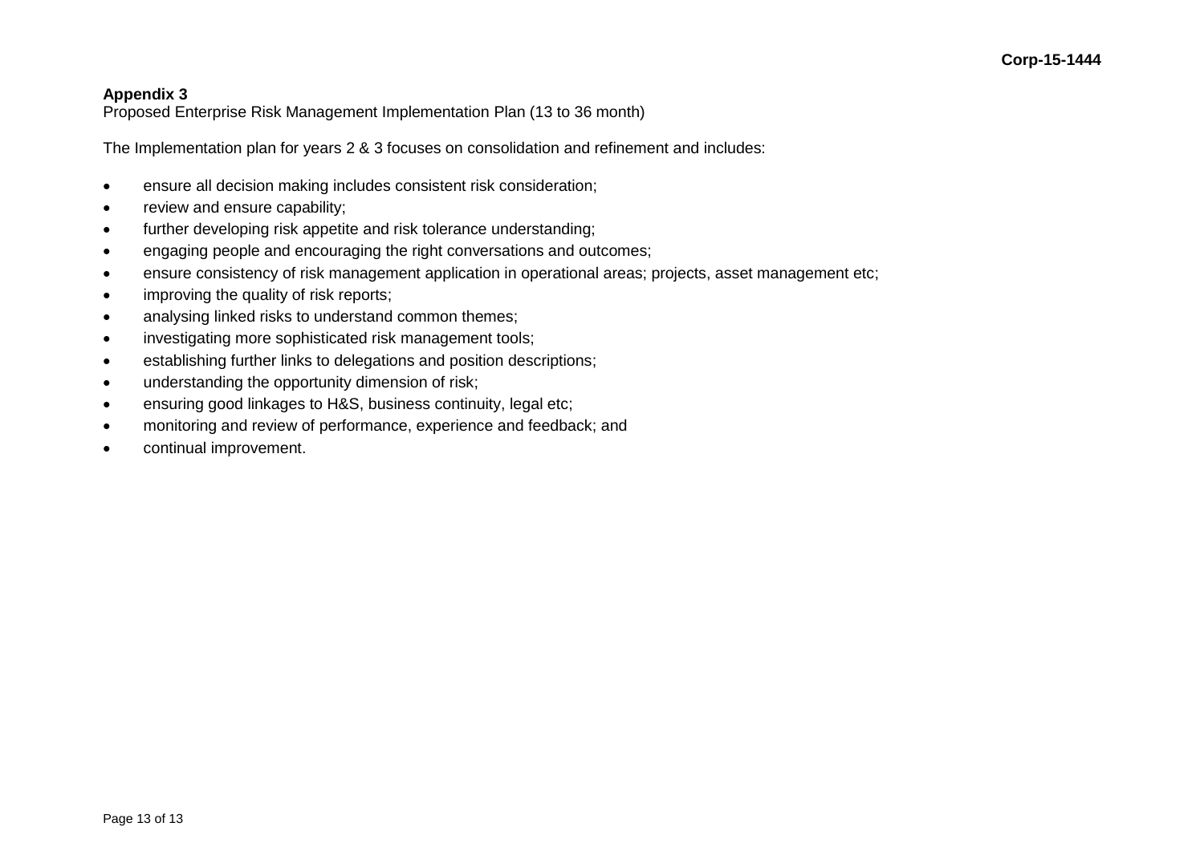**Appendix 3**

Proposed Enterprise Risk Management Implementation Plan (13 to 36 month)

The Implementation plan for years 2 & 3 focuses on consolidation and refinement and includes:

- ensure all decision making includes consistent risk consideration;
- review and ensure capability;
- further developing risk appetite and risk tolerance understanding;
- engaging people and encouraging the right conversations and outcomes;
- ensure consistency of risk management application in operational areas; projects, asset management etc;
- improving the quality of risk reports;
- analysing linked risks to understand common themes;
- investigating more sophisticated risk management tools;
- establishing further links to delegations and position descriptions;
- understanding the opportunity dimension of risk;
- ensuring good linkages to H&S, business continuity, legal etc;
- monitoring and review of performance, experience and feedback; and
- continual improvement.